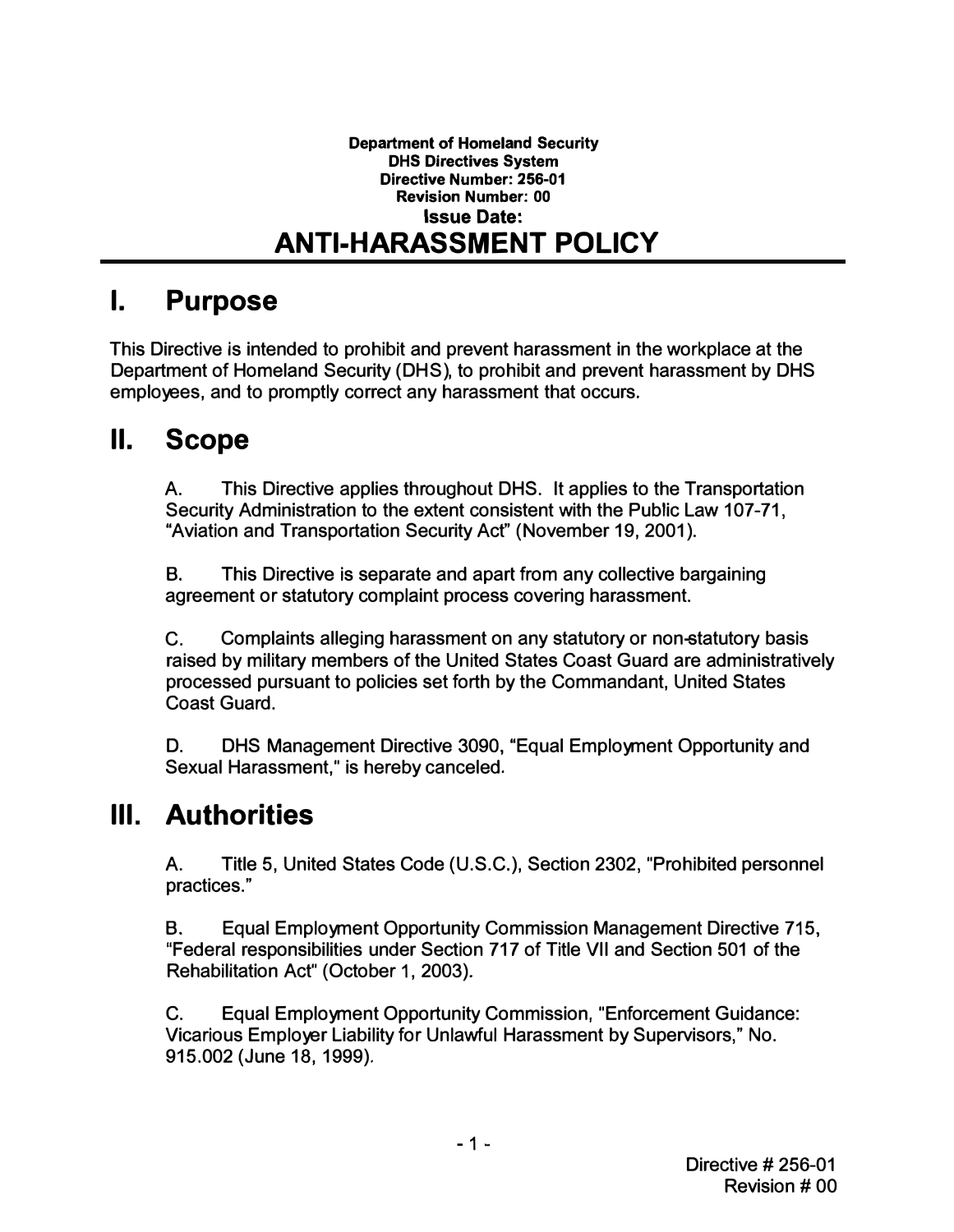**Department of Homeland Security**
**DHS Directives System**
**Directive Number: 256-01**
**Revision Number: 00**
**Issue Date:**

# ANTI-HARASSMENT POLICY

## I. Purpose

This Directive is intended to prohibit and prevent harassment in the workplace at the Department of Homeland Security (DHS), to prohibit and prevent harassment by DHS employees, and to promptly correct any harassment that occurs.

## II. Scope

A. This Directive applies throughout DHS. It applies to the Transportation Security Administration to the extent consistent with the Public Law 107-71, "Aviation and Transportation Security Act" (November 19, 2001).

B. This Directive is separate and apart from any collective bargaining agreement or statutory complaint process covering harassment.

C. Complaints alleging harassment on any statutory or non-statutory basis raised by military members of the United States Coast Guard are administratively processed pursuant to policies set forth by the Commandant, United States Coast Guard.

D. DHS Management Directive 3090, "Equal Employment Opportunity and Sexual Harassment," is hereby canceled.

## III. Authorities

A. Title 5, United States Code (U.S.C.), Section 2302, "Prohibited personnel practices."

B. Equal Employment Opportunity Commission Management Directive 715, "Federal responsibilities under Section 717 of Title VII and Section 501 of the Rehabilitation Act" (October 1, 2003).

C. Equal Employment Opportunity Commission, "Enforcement Guidance: Vicarious Employer Liability for Unlawful Harassment by Supervisors," No. 915.002 (June 18, 1999).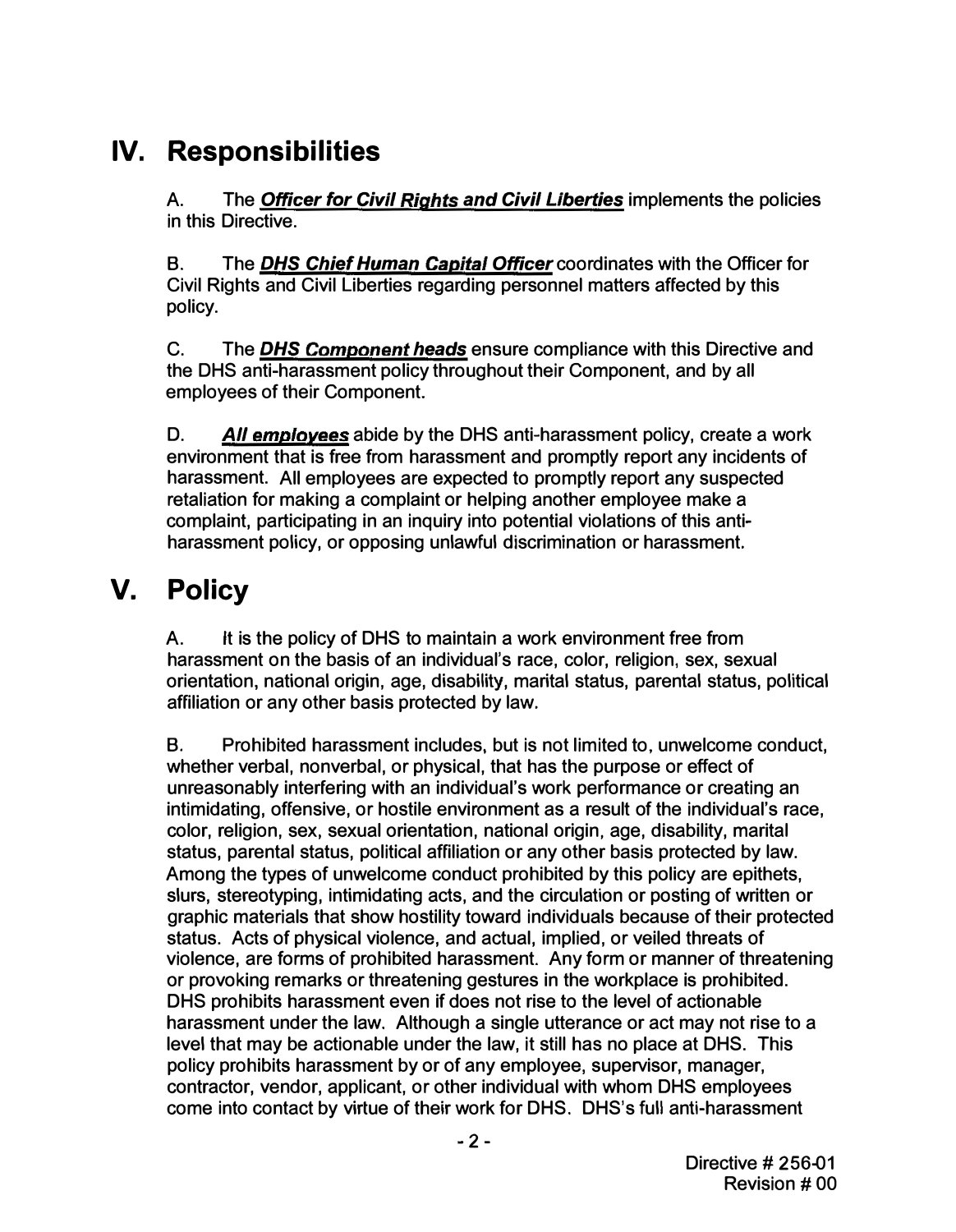## IV. Responsibilities

A. The ***Officer for Civil Rights and Civil Liberties*** implements the policies in this Directive.

B. The ***DHS Chief Human Capital Officer*** coordinates with the Officer for Civil Rights and Civil Liberties regarding personnel matters affected by this policy.

C. The ***DHS Component heads*** ensure compliance with this Directive and the DHS anti-harassment policy throughout their Component, and by all employees of their Component.

D. ***All employees*** abide by the DHS anti-harassment policy, create a work environment that is free from harassment and promptly report any incidents of harassment. All employees are expected to promptly report any suspected retaliation for making a complaint or helping another employee make a complaint, participating in an inquiry into potential violations of this anti-harassment policy, or opposing unlawful discrimination or harassment.

## V. Policy

A. It is the policy of DHS to maintain a work environment free from harassment on the basis of an individual's race, color, religion, sex, sexual orientation, national origin, age, disability, marital status, parental status, political affiliation or any other basis protected by law.

B. Prohibited harassment includes, but is not limited to, unwelcome conduct, whether verbal, nonverbal, or physical, that has the purpose or effect of unreasonably interfering with an individual's work performance or creating an intimidating, offensive, or hostile environment as a result of the individual's race, color, religion, sex, sexual orientation, national origin, age, disability, marital status, parental status, political affiliation or any other basis protected by law. Among the types of unwelcome conduct prohibited by this policy are epithets, slurs, stereotyping, intimidating acts, and the circulation or posting of written or graphic materials that show hostility toward individuals because of their protected status. Acts of physical violence, and actual, implied, or veiled threats of violence, are forms of prohibited harassment. Any form or manner of threatening or provoking remarks or threatening gestures in the workplace is prohibited. DHS prohibits harassment even if does not rise to the level of actionable harassment under the law. Although a single utterance or act may not rise to a level that may be actionable under the law, it still has no place at DHS. This policy prohibits harassment by or of any employee, supervisor, manager, contractor, vendor, applicant, or other individual with whom DHS employees come into contact by virtue of their work for DHS. DHS's full anti-harassment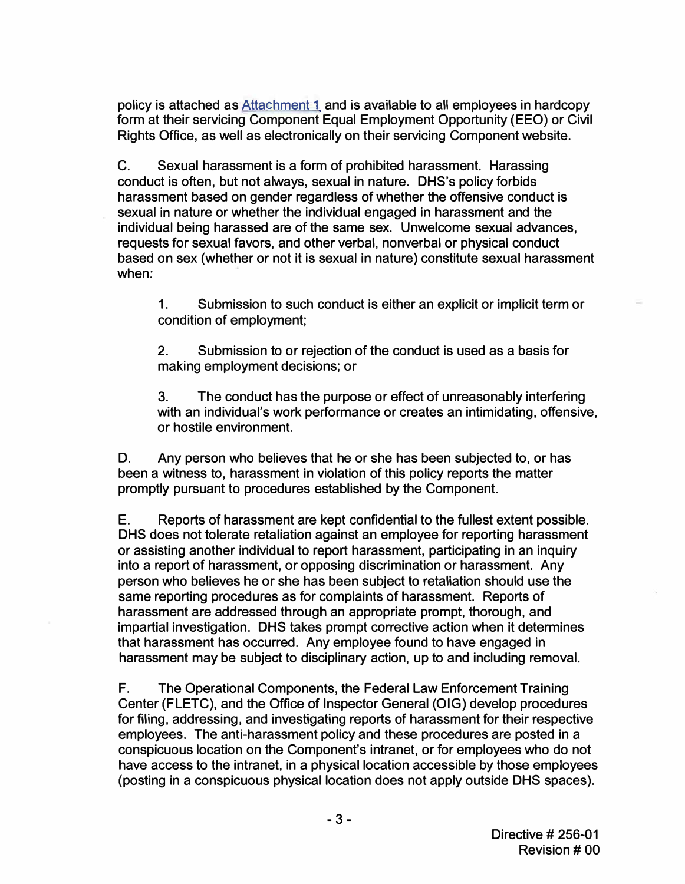policy is attached as Attachment 1 and is available to all employees in hardcopy form at their servicing Component Equal Employment Opportunity (EEO) or Civil Rights Office, as well as electronically on their servicing Component website.

C. Sexual harassment is a form of prohibited harassment. Harassing conduct is often, but not always, sexual in nature. DHS's policy forbids harassment based on gender regardless of whether the offensive conduct is sexual in nature or whether the individual engaged in harassment and the individual being harassed are of the same sex. Unwelcome sexual advances, requests for sexual favors, and other verbal, nonverbal or physical conduct based on sex (whether or not it is sexual in nature) constitute sexual harassment when:

1. Submission to such conduct is either an explicit or implicit term or condition of employment;

2. Submission to or rejection of the conduct is used as a basis for making employment decisions; or

3. The conduct has the purpose or effect of unreasonably interfering with an individual's work performance or creates an intimidating, offensive, or hostile environment.

D. Any person who believes that he or she has been subjected to, or has been a witness to, harassment in violation of this policy reports the matter promptly pursuant to procedures established by the Component.

E. Reports of harassment are kept confidential to the fullest extent possible. DHS does not tolerate retaliation against an employee for reporting harassment or assisting another individual to report harassment, participating in an inquiry into a report of harassment, or opposing discrimination or harassment. Any person who believes he or she has been subject to retaliation should use the same reporting procedures as for complaints of harassment. Reports of harassment are addressed through an appropriate prompt, thorough, and impartial investigation. DHS takes prompt corrective action when it determines that harassment has occurred. Any employee found to have engaged in harassment may be subject to disciplinary action, up to and including removal.

F. The Operational Components, the Federal Law Enforcement Training Center (FLETC), and the Office of Inspector General (OIG) develop procedures for filing, addressing, and investigating reports of harassment for their respective employees. The anti-harassment policy and these procedures are posted in a conspicuous location on the Component's intranet, or for employees who do not have access to the intranet, in a physical location accessible by those employees (posting in a conspicuous physical location does not apply outside DHS spaces).

Directive # 256-01
Revision # 00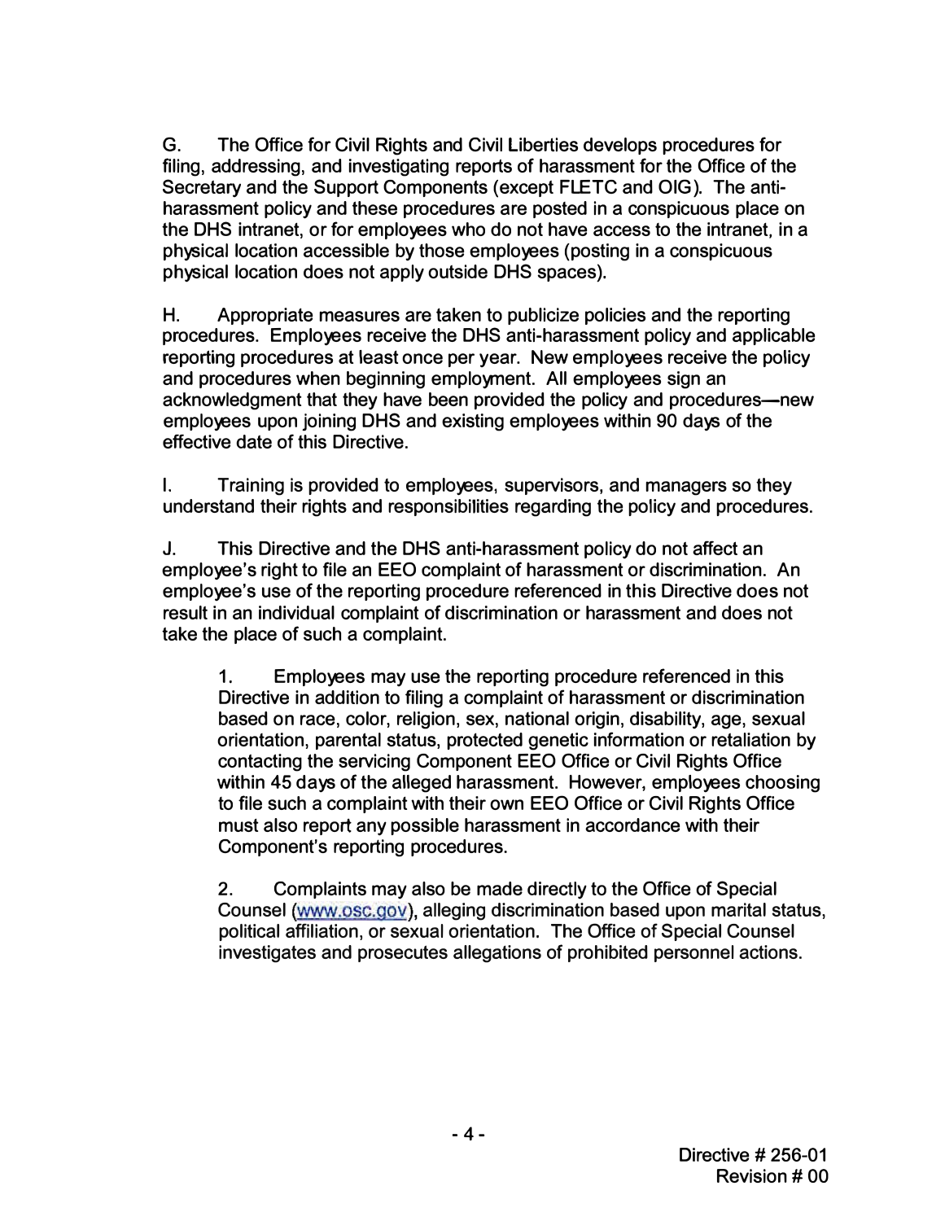G. The Office for Civil Rights and Civil Liberties develops procedures for filing, addressing, and investigating reports of harassment for the Office of the Secretary and the Support Components (except FLETC and OIG). The anti-harassment policy and these procedures are posted in a conspicuous place on the DHS intranet, or for employees who do not have access to the intranet, in a physical location accessible by those employees (posting in a conspicuous physical location does not apply outside DHS spaces).

H. Appropriate measures are taken to publicize policies and the reporting procedures. Employees receive the DHS anti-harassment policy and applicable reporting procedures at least once per year. New employees receive the policy and procedures when beginning employment. All employees sign an acknowledgment that they have been provided the policy and procedures—new employees upon joining DHS and existing employees within 90 days of the effective date of this Directive.

I. Training is provided to employees, supervisors, and managers so they understand their rights and responsibilities regarding the policy and procedures.

J. This Directive and the DHS anti-harassment policy do not affect an employee's right to file an EEO complaint of harassment or discrimination. An employee's use of the reporting procedure referenced in this Directive does not result in an individual complaint of discrimination or harassment and does not take the place of such a complaint.

1. Employees may use the reporting procedure referenced in this Directive in addition to filing a complaint of harassment or discrimination based on race, color, religion, sex, national origin, disability, age, sexual orientation, parental status, protected genetic information or retaliation by contacting the servicing Component EEO Office or Civil Rights Office within 45 days of the alleged harassment. However, employees choosing to file such a complaint with their own EEO Office or Civil Rights Office must also report any possible harassment in accordance with their Component's reporting procedures.

2. Complaints may also be made directly to the Office of Special Counsel (www.osc.gov), alleging discrimination based upon marital status, political affiliation, or sexual orientation. The Office of Special Counsel investigates and prosecutes allegations of prohibited personnel actions.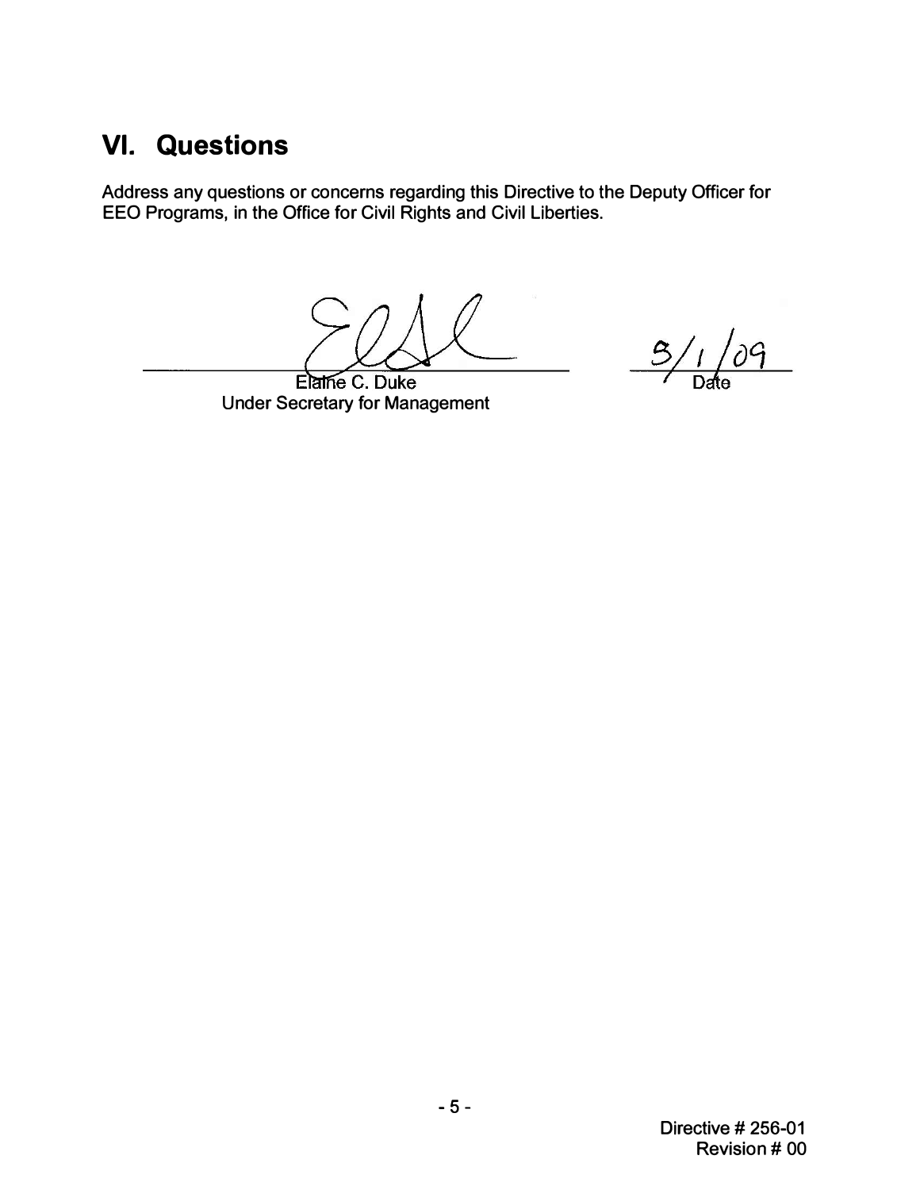## VI. Questions

Address any questions or concerns regarding this Directive to the Deputy Officer for EEO Programs, in the Office for Civil Rights and Civil Liberties.

Elaine C. Duke
Under Secretary for Management

5/1/09
Date

Directive # 256-01
Revision # 00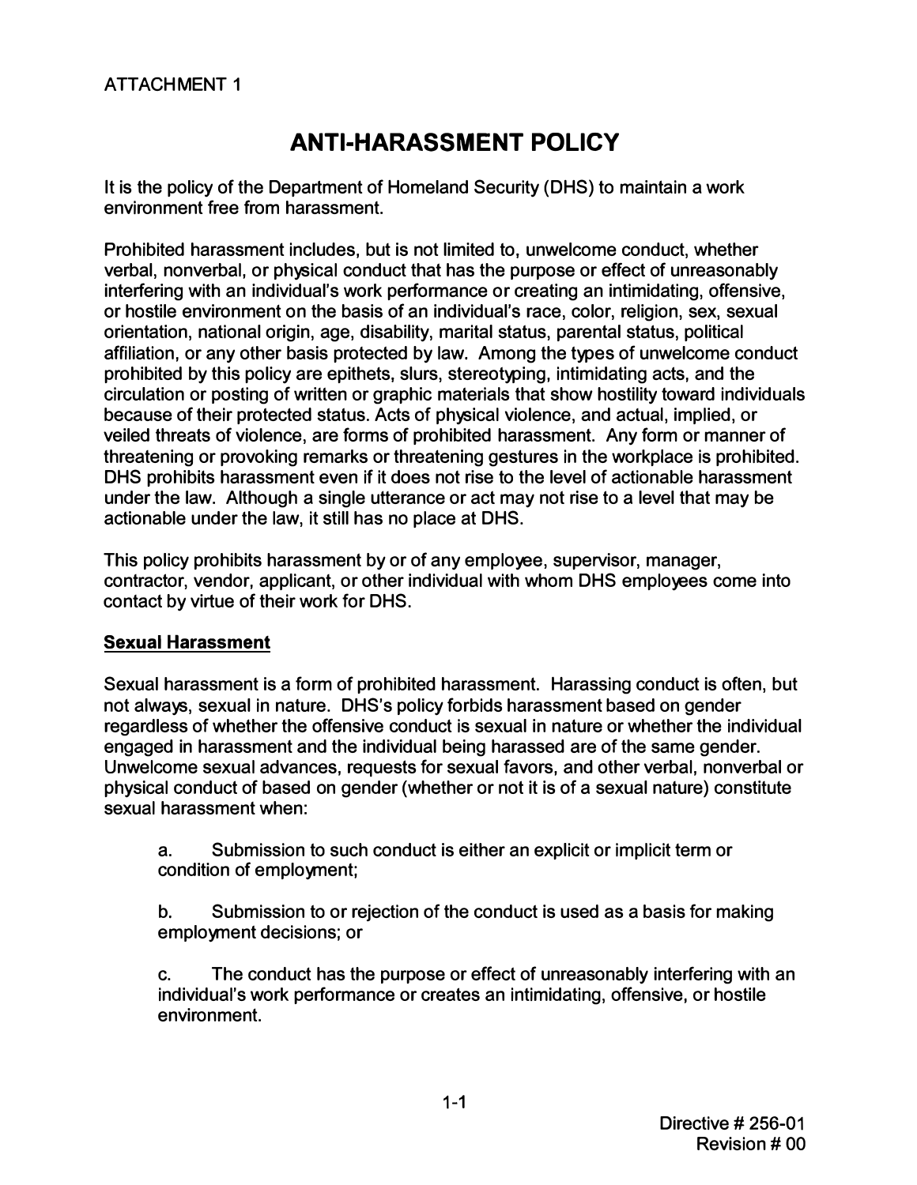ATTACHMENT 1

# ANTI-HARASSMENT POLICY

It is the policy of the Department of Homeland Security (DHS) to maintain a work environment free from harassment.

Prohibited harassment includes, but is not limited to, unwelcome conduct, whether verbal, nonverbal, or physical conduct that has the purpose or effect of unreasonably interfering with an individual's work performance or creating an intimidating, offensive, or hostile environment on the basis of an individual's race, color, religion, sex, sexual orientation, national origin, age, disability, marital status, parental status, political affiliation, or any other basis protected by law. Among the types of unwelcome conduct prohibited by this policy are epithets, slurs, stereotyping, intimidating acts, and the circulation or posting of written or graphic materials that show hostility toward individuals because of their protected status. Acts of physical violence, and actual, implied, or veiled threats of violence, are forms of prohibited harassment. Any form or manner of threatening or provoking remarks or threatening gestures in the workplace is prohibited. DHS prohibits harassment even if it does not rise to the level of actionable harassment under the law. Although a single utterance or act may not rise to a level that may be actionable under the law, it still has no place at DHS.

This policy prohibits harassment by or of any employee, supervisor, manager, contractor, vendor, applicant, or other individual with whom DHS employees come into contact by virtue of their work for DHS.

**Sexual Harassment**

Sexual harassment is a form of prohibited harassment. Harassing conduct is often, but not always, sexual in nature. DHS's policy forbids harassment based on gender regardless of whether the offensive conduct is sexual in nature or whether the individual engaged in harassment and the individual being harassed are of the same gender. Unwelcome sexual advances, requests for sexual favors, and other verbal, nonverbal or physical conduct of based on gender (whether or not it is of a sexual nature) constitute sexual harassment when:

a. Submission to such conduct is either an explicit or implicit term or condition of employment;

b. Submission to or rejection of the conduct is used as a basis for making employment decisions; or

c. The conduct has the purpose or effect of unreasonably interfering with an individual's work performance or creates an intimidating, offensive, or hostile environment.

Directive # 256-01
Revision # 00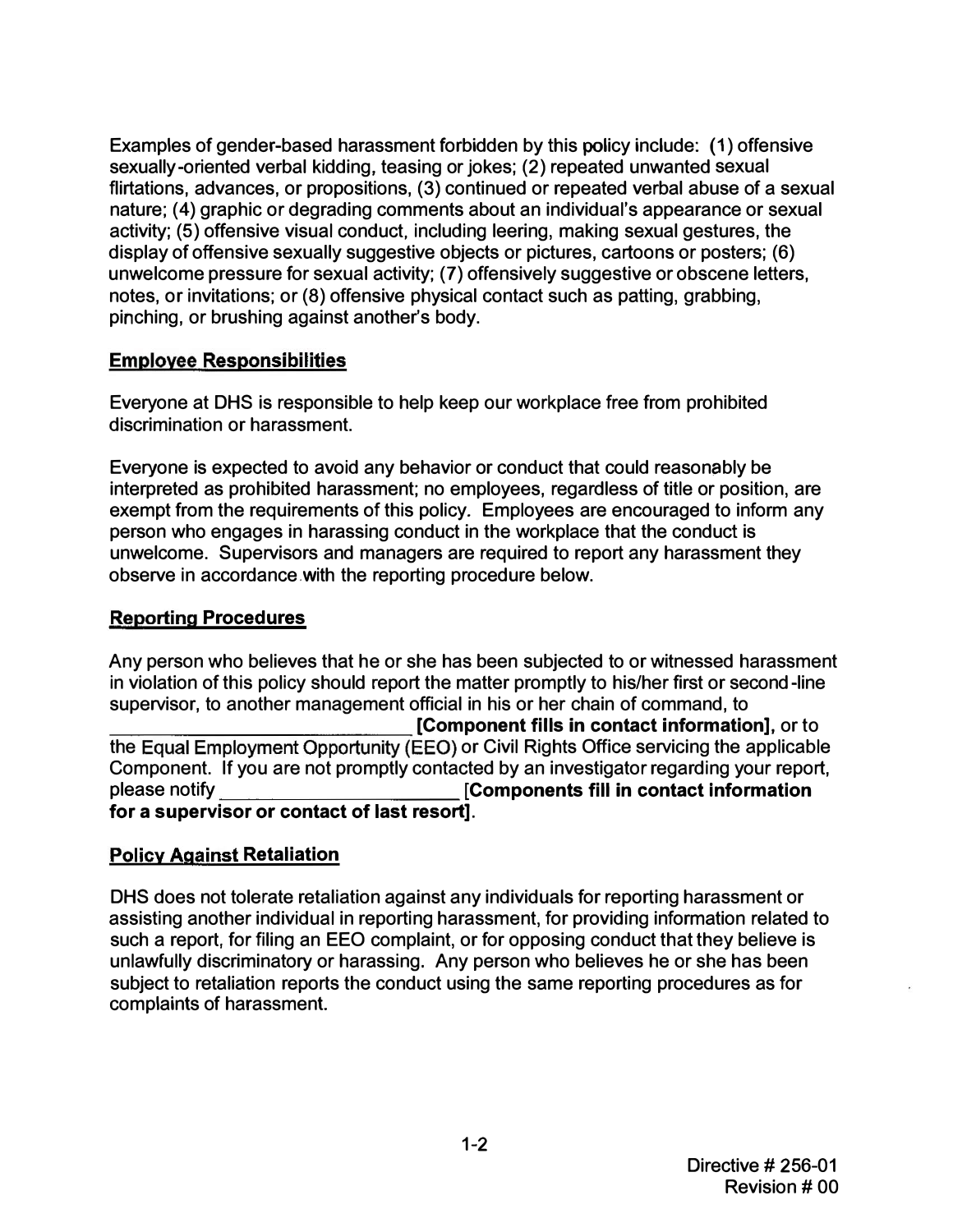Examples of gender-based harassment forbidden by this policy include: (1) offensive sexually-oriented verbal kidding, teasing or jokes; (2) repeated unwanted sexual flirtations, advances, or propositions, (3) continued or repeated verbal abuse of a sexual nature; (4) graphic or degrading comments about an individual's appearance or sexual activity; (5) offensive visual conduct, including leering, making sexual gestures, the display of offensive sexually suggestive objects or pictures, cartoons or posters; (6) unwelcome pressure for sexual activity; (7) offensively suggestive or obscene letters, notes, or invitations; or (8) offensive physical contact such as patting, grabbing, pinching, or brushing against another's body.

## Employee Responsibilities

Everyone at DHS is responsible to help keep our workplace free from prohibited discrimination or harassment.

Everyone is expected to avoid any behavior or conduct that could reasonably be interpreted as prohibited harassment; no employees, regardless of title or position, are exempt from the requirements of this policy. Employees are encouraged to inform any person who engages in harassing conduct in the workplace that the conduct is unwelcome. Supervisors and managers are required to report any harassment they observe in accordance with the reporting procedure below.

## Reporting Procedures

Any person who believes that he or she has been subjected to or witnessed harassment in violation of this policy should report the matter promptly to his/her first or second-line supervisor, to another management official in his or her chain of command, to ____________________________ **[Component fills in contact information]**, or to the Equal Employment Opportunity (EEO) or Civil Rights Office servicing the applicable Component. If you are not promptly contacted by an investigator regarding your report, please notify ______________________ **[Components fill in contact information for a supervisor or contact of last resort]**.

## Policy Against Retaliation

DHS does not tolerate retaliation against any individuals for reporting harassment or assisting another individual in reporting harassment, for providing information related to such a report, for filing an EEO complaint, or for opposing conduct that they believe is unlawfully discriminatory or harassing. Any person who believes he or she has been subject to retaliation reports the conduct using the same reporting procedures as for complaints of harassment.

1-2

Directive # 256-01
Revision # 00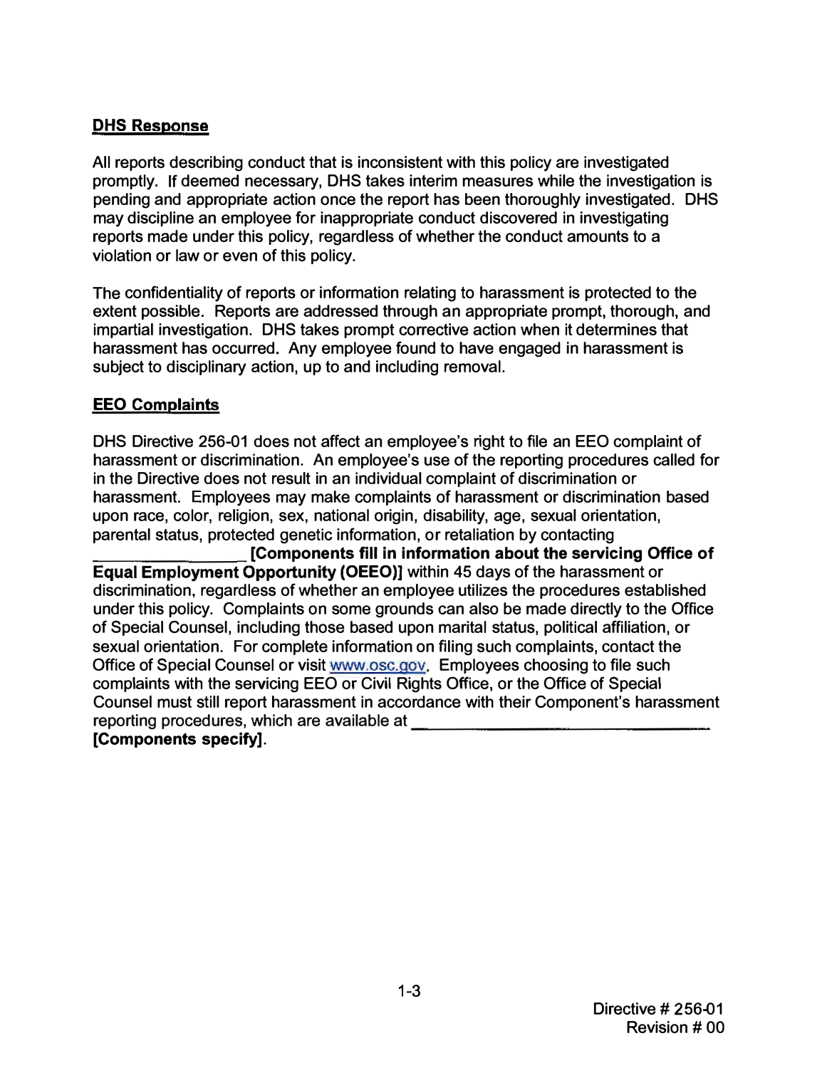## DHS Response

All reports describing conduct that is inconsistent with this policy are investigated promptly. If deemed necessary, DHS takes interim measures while the investigation is pending and appropriate action once the report has been thoroughly investigated. DHS may discipline an employee for inappropriate conduct discovered in investigating reports made under this policy, regardless of whether the conduct amounts to a violation or law or even of this policy.

The confidentiality of reports or information relating to harassment is protected to the extent possible. Reports are addressed through an appropriate prompt, thorough, and impartial investigation. DHS takes prompt corrective action when it determines that harassment has occurred. Any employee found to have engaged in harassment is subject to disciplinary action, up to and including removal.

## EEO Complaints

DHS Directive 256-01 does not affect an employee's right to file an EEO complaint of harassment or discrimination. An employee's use of the reporting procedures called for in the Directive does not result in an individual complaint of discrimination or harassment. Employees may make complaints of harassment or discrimination based upon race, color, religion, sex, national origin, disability, age, sexual orientation, parental status, protected genetic information, or retaliation by contacting _________________ **[Components fill in information about the servicing Office of Equal Employment Opportunity (OEEO)]** within 45 days of the harassment or discrimination, regardless of whether an employee utilizes the procedures established under this policy. Complaints on some grounds can also be made directly to the Office of Special Counsel, including those based upon marital status, political affiliation, or sexual orientation. For complete information on filing such complaints, contact the Office of Special Counsel or visit www.osc.gov. Employees choosing to file such complaints with the servicing EEO or Civil Rights Office, or the Office of Special Counsel must still report harassment in accordance with their Component's harassment reporting procedures, which are available at _________________________________ **[Components specify]**.